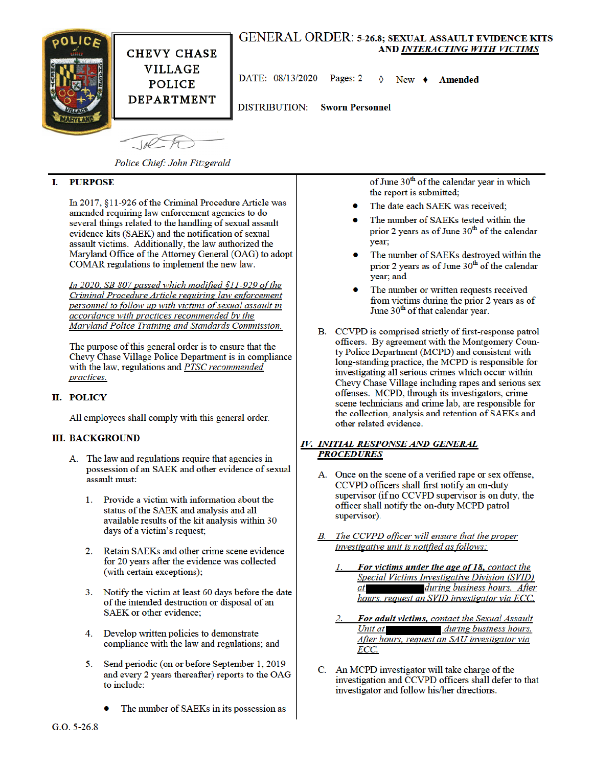# GENERAL ORDER: 5-26.8; SEXUAL ASSAULT EVIDENCE KITS AND *INTERACTING WITH VICTIMS*

**CHEVY CHASE VILLAGE POLICE DEPARTMENT**

DATE: 08/13/2020 Pages: 2 ◊ New ♦ **Amended**

DISTRIBUTION: **Sworn Personnel**

*Police Chief: John Fitzgerald*

## I. PURPOSE

In 2017, §11-926 of the Criminal Procedure Article was amended requiring law enforcement agencies to do several things related to the handling of sexual assault evidence kits (SAEK) and the notification of sexual assault victims. Additionally, the law authorized the Maryland Office of the Attorney General (OAG) to adopt COMAR regulations to implement the new law.

*In 2020, SB 807 passed which modified §11-929 of the Criminal Procedure Article requiring law enforcement personnel to follow up with victims of sexual assault in accordance with practices recommended by the Maryland Police Training and Standards Commission.*

The purpose of this general order is to ensure that the Chevy Chase Village Police Department is in compliance with the law, regulations and *PTSC recommended practices.*

## II. POLICY

All employees shall comply with this general order.

## III. BACKGROUND

A. The law and regulations require that agencies in possession of an SAEK and other evidence of sexual assault must:

1. Provide a victim with information about the status of the SAEK and analysis and all available results of the kit analysis within 30 days of a victim's request;

2. Retain SAEKs and other crime scene evidence for 20 years after the evidence was collected (with certain exceptions);

3. Notify the victim at least 60 days before the date of the intended destruction or disposal of an SAEK or other evidence;

4. Develop written policies to demonstrate compliance with the law and regulations; and

5. Send periodic (on or before September 1, 2019 and every 2 years thereafter) reports to the OAG to include:

   - The number of SAEKs in its possession as of June 30th of the calendar year in which the report is submitted;
   - The date each SAEK was received;
   - The number of SAEKs tested within the prior 2 years as of June 30th of the calendar year;
   - The number of SAEKs destroyed within the prior 2 years as of June 30th of the calendar year; and
   - The number or written requests received from victims during the prior 2 years as of June 30th of that calendar year.

B. CCVPD is comprised strictly of first-response patrol officers. By agreement with the Montgomery County Police Department (MCPD) and consistent with long-standing practice, the MCPD is responsible for investigating all serious crimes which occur within Chevy Chase Village including rapes and serious sex offenses. MCPD, through its investigators, crime scene technicians and crime lab, are responsible for the collection, analysis and retention of SAEKs and other related evidence.

## *IV. INITIAL RESPONSE AND GENERAL PROCEDURES*

A. Once on the scene of a verified rape or sex offense, CCVPD officers shall first notify an on-duty supervisor (if no CCVPD supervisor is on duty, the officer shall notify the on-duty MCPD patrol supervisor).

*B. The CCVPD officer will ensure that the proper investigative unit is notified as follows:*

*1. **For victims under the age of 18,** contact the Special Victims Investigative Division (SVID) at [REDACTED] during business hours. After hours, request an SVID investigator via ECC.*

*2. **For adult victims,** contact the Sexual Assault Unit at [REDACTED] during business hours. After hours, request an SAU investigator via ECC.*

C. An MCPD investigator will take charge of the investigation and CCVPD officers shall defer to that investigator and follow his/her directions.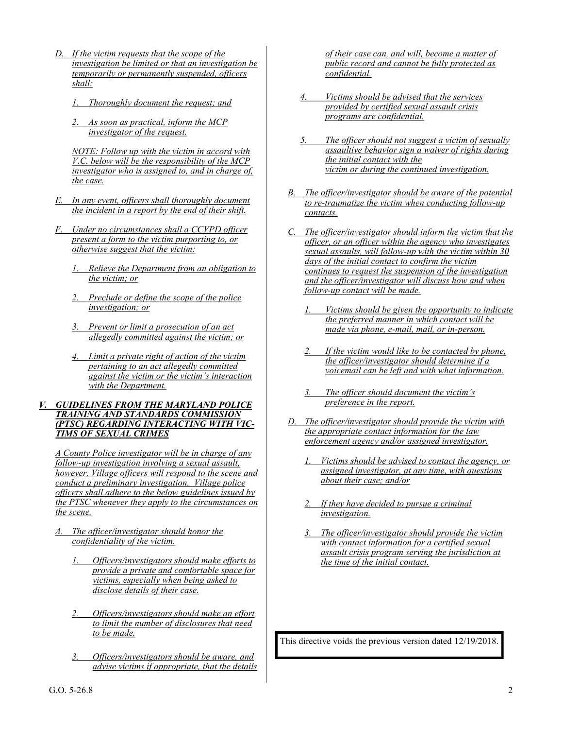*D. If the victim requests that the scope of the investigation be limited or that an investigation be temporarily or permanently suspended, officers shall:*

*1. Thoroughly document the request; and*

*2. As soon as practical, inform the MCP investigator of the request.*

*NOTE: Follow up with the victim in accord with V.C. below will be the responsibility of the MCP investigator who is assigned to, and in charge of, the case.*

*E. In any event, officers shall thoroughly document the incident in a report by the end of their shift.*

*F. Under no circumstances shall a CCVPD officer present a form to the victim purporting to, or otherwise suggest that the victim:*

*1. Relieve the Department from an obligation to the victim; or*

*2. Preclude or define the scope of the police investigation; or*

*3. Prevent or limit a prosecution of an act allegedly committed against the victim; or*

*4. Limit a private right of action of the victim pertaining to an act allegedly committed against the victim or the victim's interaction with the Department.*

## *V. GUIDELINES FROM THE MARYLAND POLICE TRAINING AND STANDARDS COMMISSION (PTSC) REGARDING INTERACTING WITH VICTIMS OF SEXUAL CRIMES*

*A County Police investigator will be in charge of any follow-up investigation involving a sexual assault, however, Village officers will respond to the scene and conduct a preliminary investigation. Village police officers shall adhere to the below guidelines issued by the PTSC whenever they apply to the circumstances on the scene.*

*A. The officer/investigator should honor the confidentiality of the victim.*

*1. Officers/investigators should make efforts to provide a private and comfortable space for victims, especially when being asked to disclose details of their case.*

*2. Officers/investigators should make an effort to limit the number of disclosures that need to be made.*

*3. Officers/investigators should be aware, and advise victims if appropriate, that the details of their case can, and will, become a matter of public record and cannot be fully protected as confidential.*

*4. Victims should be advised that the services provided by certified sexual assault crisis programs are confidential.*

*5. The officer should not suggest a victim of sexually assaultive behavior sign a waiver of rights during the initial contact with the victim or during the continued investigation.*

*B. The officer/investigator should be aware of the potential to re-traumatize the victim when conducting follow-up contacts.*

*C. The officer/investigator should inform the victim that the officer, or an officer within the agency who investigates sexual assaults, will follow-up with the victim within 30 days of the initial contact to confirm the victim continues to request the suspension of the investigation and the officer/investigator will discuss how and when follow-up contact will be made.*

*1. Victims should be given the opportunity to indicate the preferred manner in which contact will be made via phone, e-mail, mail, or in-person.*

*2. If the victim would like to be contacted by phone, the officer/investigator should determine if a voicemail can be left and with what information.*

*3. The officer should document the victim's preference in the report.*

*D. The officer/investigator should provide the victim with the appropriate contact information for the law enforcement agency and/or assigned investigator.*

*1. Victims should be advised to contact the agency, or assigned investigator, at any time, with questions about their case; and/or*

*2. If they have decided to pursue a criminal investigation.*

*3. The officer/investigator should provide the victim with contact information for a certified sexual assault crisis program serving the jurisdiction at the time of the initial contact.*

This directive voids the previous version dated 12/19/2018.